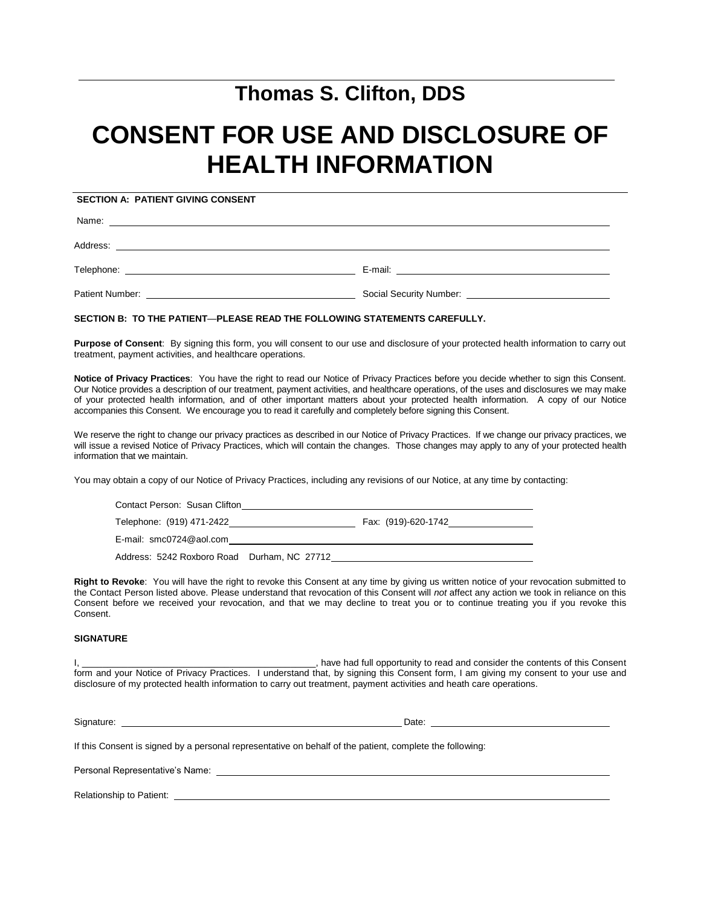# Thomas S. Clifton, DDS

# CONSENT FOR USE AND DISCLOSURE OF HEALTH INFORMATION

**SECTION A: PATIENT GIVING CONSENT**

Name: ______________________________________________

Address: ______________________________________________

Telephone: ______________________ E-mail: ______________________

Patient Number: ______________________ Social Security Number: ______________________

**SECTION B: TO THE PATIENT—PLEASE READ THE FOLLOWING STATEMENTS CAREFULLY.**

**Purpose of Consent**: By signing this form, you will consent to our use and disclosure of your protected health information to carry out treatment, payment activities, and healthcare operations.

**Notice of Privacy Practices**: You have the right to read our Notice of Privacy Practices before you decide whether to sign this Consent. Our Notice provides a description of our treatment, payment activities, and healthcare operations, of the uses and disclosures we may make of your protected health information, and of other important matters about your protected health information. A copy of our Notice accompanies this Consent. We encourage you to read it carefully and completely before signing this Consent.

We reserve the right to change our privacy practices as described in our Notice of Privacy Practices. If we change our privacy practices, we will issue a revised Notice of Privacy Practices, which will contain the changes. Those changes may apply to any of your protected health information that we maintain.

You may obtain a copy of our Notice of Privacy Practices, including any revisions of our Notice, at any time by contacting:

Contact Person: Susan Clifton

Telephone: (919) 471-2422 Fax: (919)-620-1742

E-mail: smc0724@aol.com

Address: 5242 Roxboro Road Durham, NC 27712

**Right to Revoke**: You will have the right to revoke this Consent at any time by giving us written notice of your revocation submitted to the Contact Person listed above. Please understand that revocation of this Consent will *not* affect any action we took in reliance on this Consent before we received your revocation, and that we may decline to treat you or to continue treating you if you revoke this Consent.

**SIGNATURE**

I, ______________________________, have had full opportunity to read and consider the contents of this Consent form and your Notice of Privacy Practices. I understand that, by signing this Consent form, I am giving my consent to your use and disclosure of my protected health information to carry out treatment, payment activities and heath care operations.

Signature: ______________________________ Date: ______________________

If this Consent is signed by a personal representative on behalf of the patient, complete the following:

Personal Representative's Name: ______________________________________________

Relationship to Patient: ______________________________________________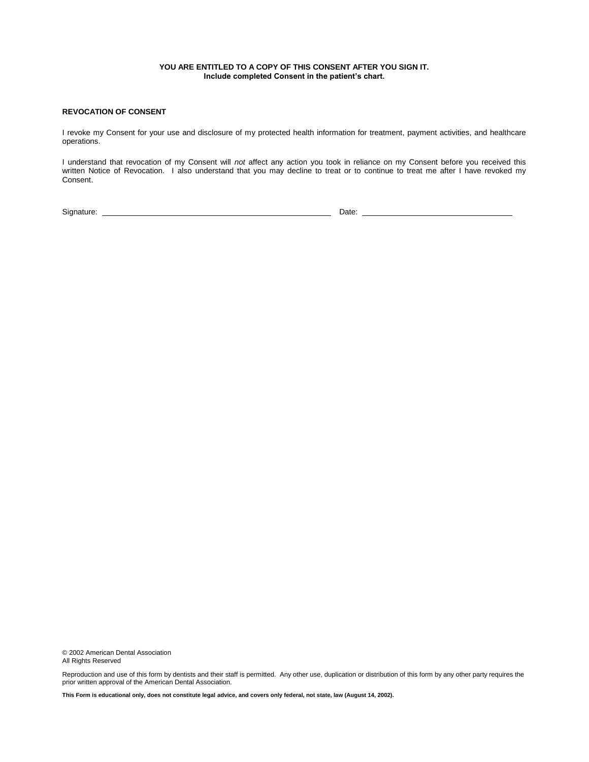**YOU ARE ENTITLED TO A COPY OF THIS CONSENT AFTER YOU SIGN IT.**
**Include completed Consent in the patient's chart.**

## REVOCATION OF CONSENT

I revoke my Consent for your use and disclosure of my protected health information for treatment, payment activities, and healthcare operations.

I understand that revocation of my Consent will *not* affect any action you took in reliance on my Consent before you received this written Notice of Revocation. I also understand that you may decline to treat or to continue to treat me after I have revoked my Consent.

Signature: ______________________________ Date: ____________________

© 2002 American Dental Association
All Rights Reserved

Reproduction and use of this form by dentists and their staff is permitted. Any other use, duplication or distribution of this form by any other party requires the prior written approval of the American Dental Association.

**This Form is educational only, does not constitute legal advice, and covers only federal, not state, law (August 14, 2002).**